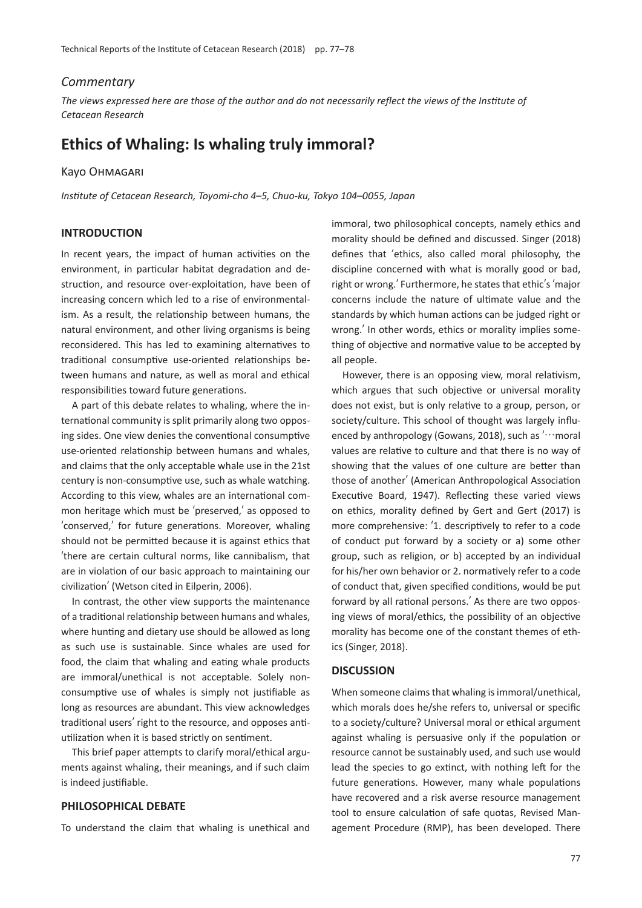*Commentary*

*The views expressed here are those of the author and do not necessarily reflect the views of the Institute of Cetacean Research*

# Ethics of Whaling: Is whaling truly immoral?

Kayo Ohmagari

*Institute of Cetacean Research, Toyomi-cho 4–5, Chuo-ku, Tokyo 104–0055, Japan*

## INTRODUCTION

In recent years, the impact of human activities on the environment, in particular habitat degradation and destruction, and resource over-exploitation, have been of increasing concern which led to a rise of environmentalism. As a result, the relationship between humans, the natural environment, and other living organisms is being reconsidered. This has led to examining alternatives to traditional consumptive use-oriented relationships between humans and nature, as well as moral and ethical responsibilities toward future generations.

A part of this debate relates to whaling, where the international community is split primarily along two opposing sides. One view denies the conventional consumptive use-oriented relationship between humans and whales, and claims that the only acceptable whale use in the 21st century is non-consumptive use, such as whale watching. According to this view, whales are an international common heritage which must be 'preserved,' as opposed to 'conserved,' for future generations. Moreover, whaling should not be permitted because it is against ethics that 'there are certain cultural norms, like cannibalism, that are in violation of our basic approach to maintaining our civilization' (Wetson cited in Eilperin, 2006).

In contrast, the other view supports the maintenance of a traditional relationship between humans and whales, where hunting and dietary use should be allowed as long as such use is sustainable. Since whales are used for food, the claim that whaling and eating whale products are immoral/unethical is not acceptable. Solely non-consumptive use of whales is simply not justifiable as long as resources are abundant. This view acknowledges traditional users' right to the resource, and opposes anti-utilization when it is based strictly on sentiment.

This brief paper attempts to clarify moral/ethical arguments against whaling, their meanings, and if such claim is indeed justifiable.

## PHILOSOPHICAL DEBATE

To understand the claim that whaling is unethical and immoral, two philosophical concepts, namely ethics and morality should be defined and discussed. Singer (2018) defines that 'ethics, also called moral philosophy, the discipline concerned with what is morally good or bad, right or wrong.' Furthermore, he states that ethic's 'major concerns include the nature of ultimate value and the standards by which human actions can be judged right or wrong.' In other words, ethics or morality implies something of objective and normative value to be accepted by all people.

However, there is an opposing view, moral relativism, which argues that such objective or universal morality does not exist, but is only relative to a group, person, or society/culture. This school of thought was largely influenced by anthropology (Gowans, 2018), such as '…moral values are relative to culture and that there is no way of showing that the values of one culture are better than those of another' (American Anthropological Association Executive Board, 1947). Reflecting these varied views on ethics, morality defined by Gert and Gert (2017) is more comprehensive: '1. descriptively to refer to a code of conduct put forward by a society or a) some other group, such as religion, or b) accepted by an individual for his/her own behavior or 2. normatively refer to a code of conduct that, given specified conditions, would be put forward by all rational persons.' As there are two opposing views of moral/ethics, the possibility of an objective morality has become one of the constant themes of ethics (Singer, 2018).

## DISCUSSION

When someone claims that whaling is immoral/unethical, which morals does he/she refers to, universal or specific to a society/culture? Universal moral or ethical argument against whaling is persuasive only if the population or resource cannot be sustainably used, and such use would lead the species to go extinct, with nothing left for the future generations. However, many whale populations have recovered and a risk averse resource management tool to ensure calculation of safe quotas, Revised Management Procedure (RMP), has been developed. There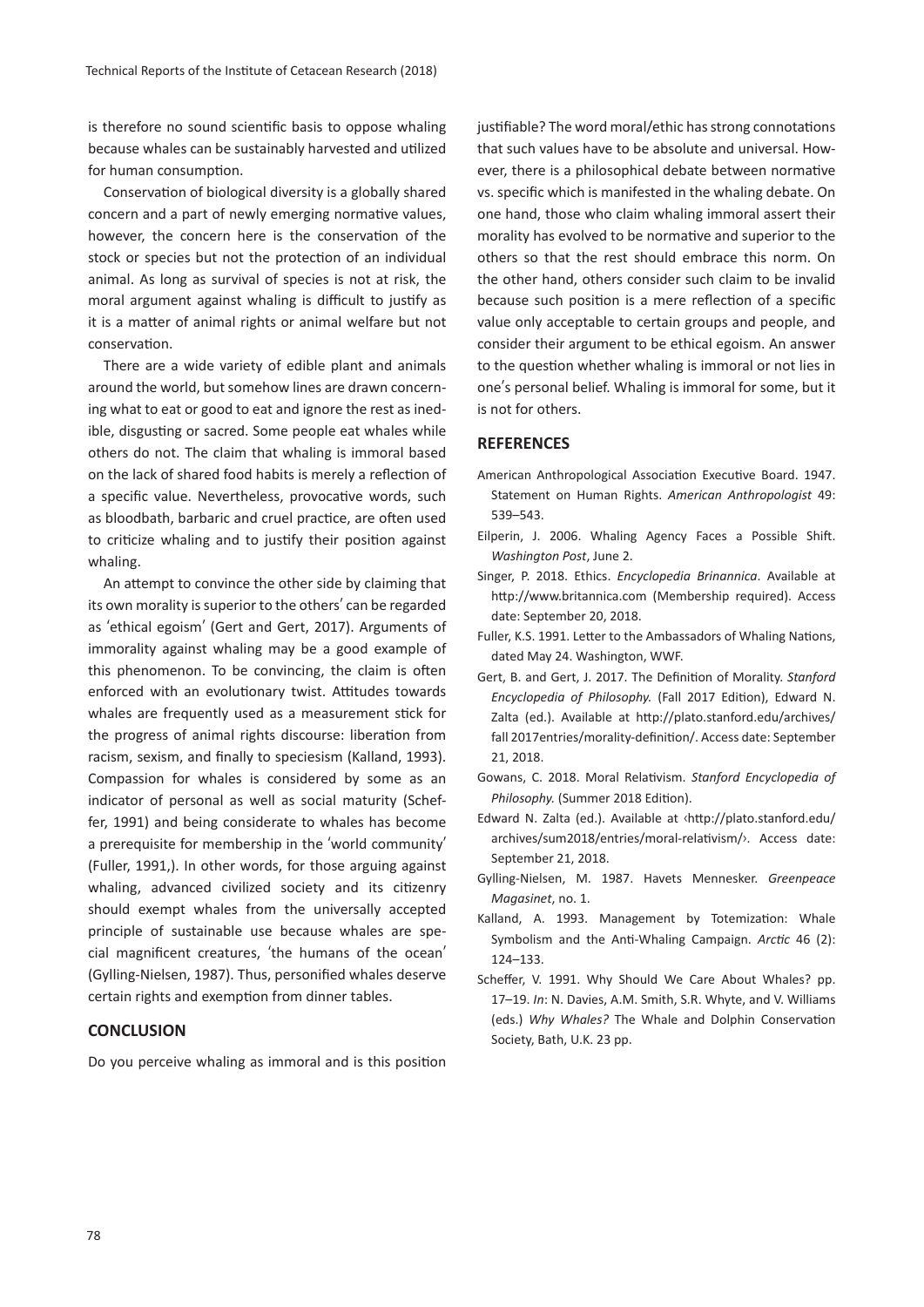is therefore no sound scientific basis to oppose whaling because whales can be sustainably harvested and utilized for human consumption.

Conservation of biological diversity is a globally shared concern and a part of newly emerging normative values, however, the concern here is the conservation of the stock or species but not the protection of an individual animal. As long as survival of species is not at risk, the moral argument against whaling is difficult to justify as it is a matter of animal rights or animal welfare but not conservation.

There are a wide variety of edible plant and animals around the world, but somehow lines are drawn concerning what to eat or good to eat and ignore the rest as inedible, disgusting or sacred. Some people eat whales while others do not. The claim that whaling is immoral based on the lack of shared food habits is merely a reflection of a specific value. Nevertheless, provocative words, such as bloodbath, barbaric and cruel practice, are often used to criticize whaling and to justify their position against whaling.

An attempt to convince the other side by claiming that its own morality is superior to the others' can be regarded as 'ethical egoism' (Gert and Gert, 2017). Arguments of immorality against whaling may be a good example of this phenomenon. To be convincing, the claim is often enforced with an evolutionary twist. Attitudes towards whales are frequently used as a measurement stick for the progress of animal rights discourse: liberation from racism, sexism, and finally to speciesism (Kalland, 1993). Compassion for whales is considered by some as an indicator of personal as well as social maturity (Scheffer, 1991) and being considerate to whales has become a prerequisite for membership in the 'world community' (Fuller, 1991,). In other words, for those arguing against whaling, advanced civilized society and its citizenry should exempt whales from the universally accepted principle of sustainable use because whales are special magnificent creatures, 'the humans of the ocean' (Gylling-Nielsen, 1987). Thus, personified whales deserve certain rights and exemption from dinner tables.

## CONCLUSION

Do you perceive whaling as immoral and is this position justifiable? The word moral/ethic has strong connotations that such values have to be absolute and universal. However, there is a philosophical debate between normative vs. specific which is manifested in the whaling debate. On one hand, those who claim whaling immoral assert their morality has evolved to be normative and superior to the others so that the rest should embrace this norm. On the other hand, others consider such claim to be invalid because such position is a mere reflection of a specific value only acceptable to certain groups and people, and consider their argument to be ethical egoism. An answer to the question whether whaling is immoral or not lies in one's personal belief. Whaling is immoral for some, but it is not for others.

## REFERENCES

American Anthropological Association Executive Board. 1947. Statement on Human Rights. *American Anthropologist* 49: 539–543.

Eilperin, J. 2006. Whaling Agency Faces a Possible Shift. *Washington Post*, June 2.

Singer, P. 2018. Ethics. *Encyclopedia Brinannica*. Available at http://www.britannica.com (Membership required). Access date: September 20, 2018.

Fuller, K.S. 1991. Letter to the Ambassadors of Whaling Nations, dated May 24. Washington, WWF.

Gert, B. and Gert, J. 2017. The Definition of Morality. *Stanford Encyclopedia of Philosophy.* (Fall 2017 Edition), Edward N. Zalta (ed.). Available at http://plato.stanford.edu/archives/fall 2017entries/morality-definition/. Access date: September 21, 2018.

Gowans, C. 2018. Moral Relativism. *Stanford Encyclopedia of Philosophy.* (Summer 2018 Edition).

Edward N. Zalta (ed.). Available at ‹http://plato.stanford.edu/archives/sum2018/entries/moral-relativism/›. Access date: September 21, 2018.

Gylling-Nielsen, M. 1987. Havets Mennesker. *Greenpeace Magasinet*, no. 1.

Kalland, A. 1993. Management by Totemization: Whale Symbolism and the Anti-Whaling Campaign. *Arctic* 46 (2): 124–133.

Scheffer, V. 1991. Why Should We Care About Whales? pp. 17–19. *In*: N. Davies, A.M. Smith, S.R. Whyte, and V. Williams (eds.) *Why Whales?* The Whale and Dolphin Conservation Society, Bath, U.K. 23 pp.